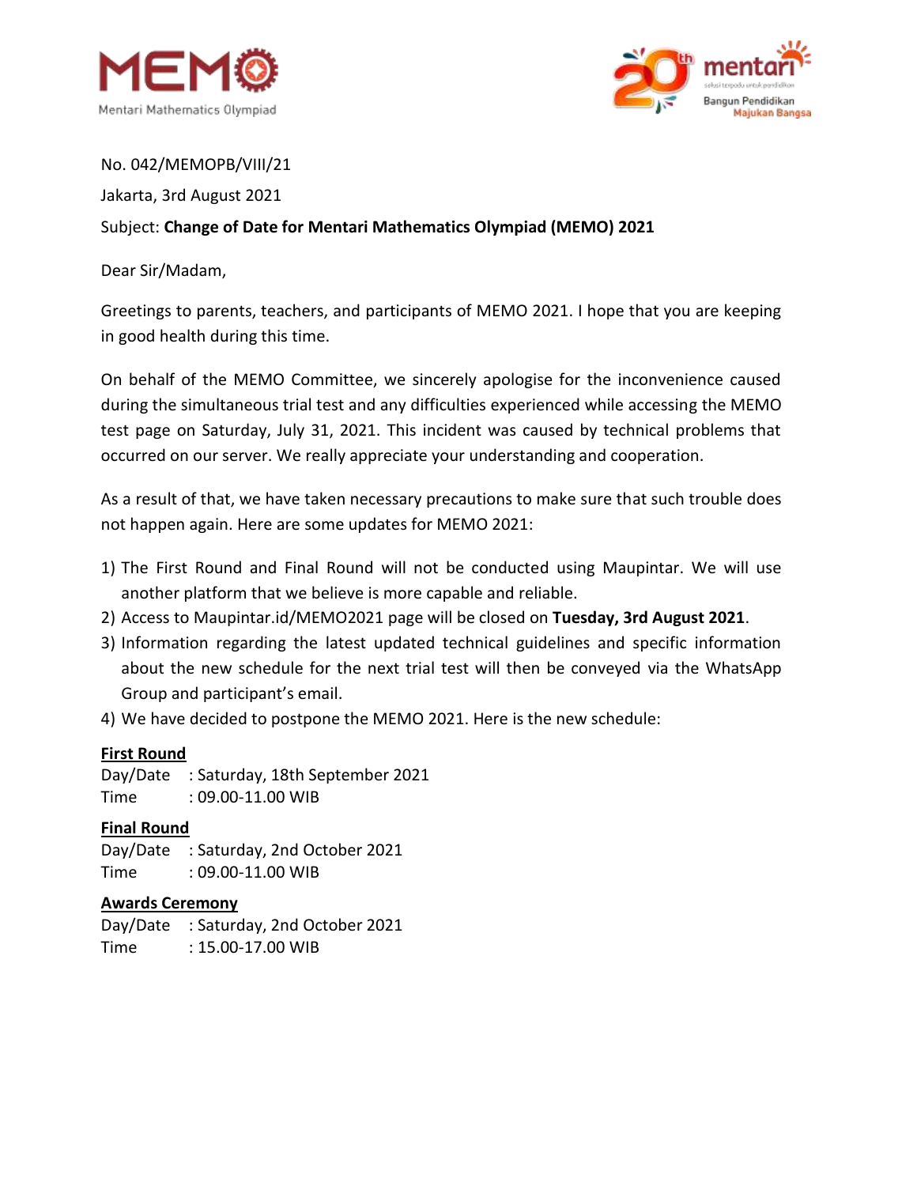No. 042/MEMOPB/VIII/21

Jakarta, 3rd August 2021

Subject: **Change of Date for Mentari Mathematics Olympiad (MEMO) 2021**

Dear Sir/Madam,

Greetings to parents, teachers, and participants of MEMO 2021. I hope that you are keeping in good health during this time.

On behalf of the MEMO Committee, we sincerely apologise for the inconvenience caused during the simultaneous trial test and any difficulties experienced while accessing the MEMO test page on Saturday, July 31, 2021. This incident was caused by technical problems that occurred on our server. We really appreciate your understanding and cooperation.

As a result of that, we have taken necessary precautions to make sure that such trouble does not happen again. Here are some updates for MEMO 2021:

1) The First Round and Final Round will not be conducted using Maupintar. We will use another platform that we believe is more capable and reliable.
2) Access to Maupintar.id/MEMO2021 page will be closed on **Tuesday, 3rd August 2021**.
3) Information regarding the latest updated technical guidelines and specific information about the new schedule for the next trial test will then be conveyed via the WhatsApp Group and participant's email.
4) We have decided to postpone the MEMO 2021. Here is the new schedule:

**First Round**

Day/Date : Saturday, 18th September 2021

Time : 09.00-11.00 WIB

**Final Round**

Day/Date : Saturday, 2nd October 2021

Time : 09.00-11.00 WIB

**Awards Ceremony**

Day/Date : Saturday, 2nd October 2021

Time : 15.00-17.00 WIB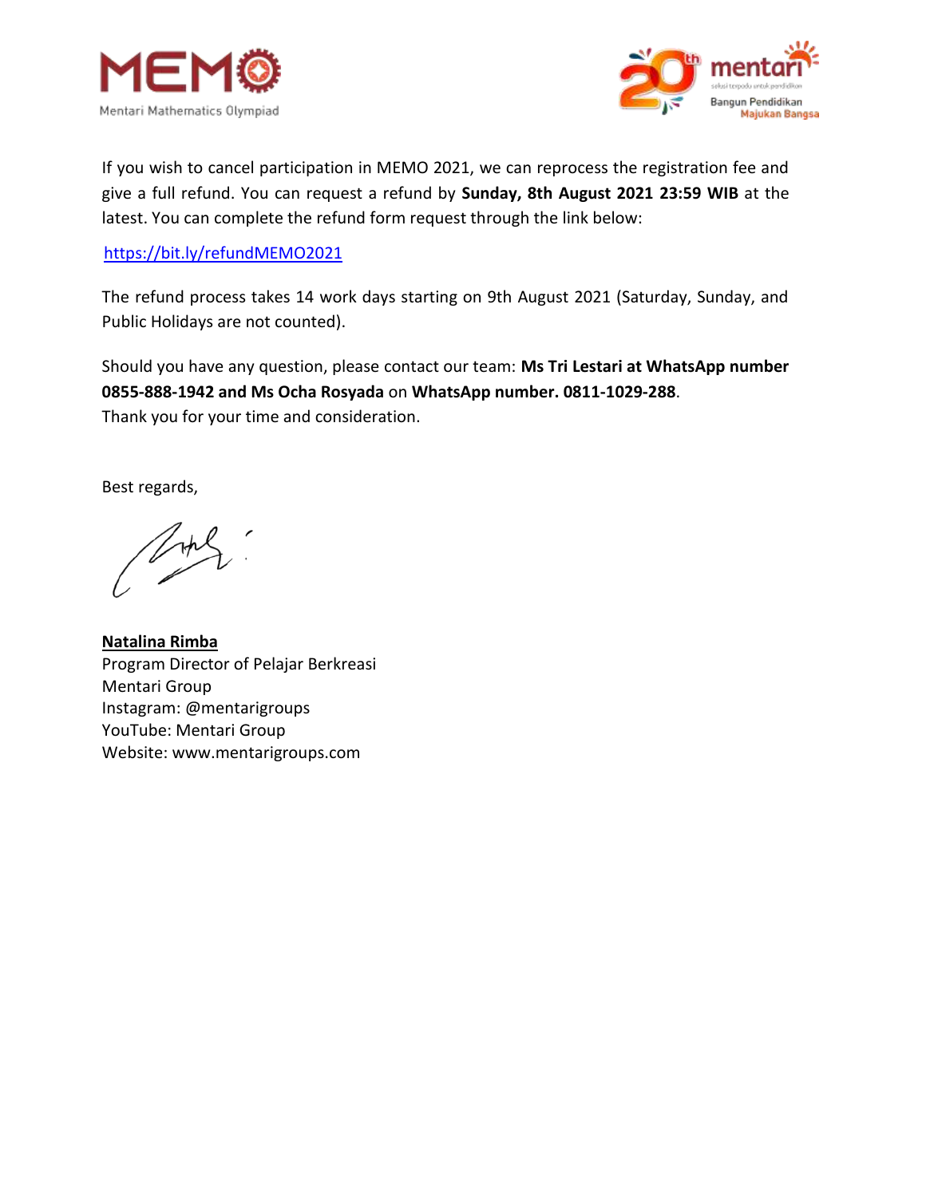If you wish to cancel participation in MEMO 2021, we can reprocess the registration fee and give a full refund. You can request a refund by **Sunday, 8th August 2021 23:59 WIB** at the latest. You can complete the refund form request through the link below:

https://bit.ly/refundMEMO2021

The refund process takes 14 work days starting on 9th August 2021 (Saturday, Sunday, and Public Holidays are not counted).

Should you have any question, please contact our team: **Ms Tri Lestari at WhatsApp number 0855-888-1942 and Ms Ocha Rosyada** on **WhatsApp number. 0811-1029-288**.
Thank you for your time and consideration.

Best regards,

**Natalina Rimba**
Program Director of Pelajar Berkreasi
Mentari Group
Instagram: @mentarigroups
YouTube: Mentari Group
Website: www.mentarigroups.com